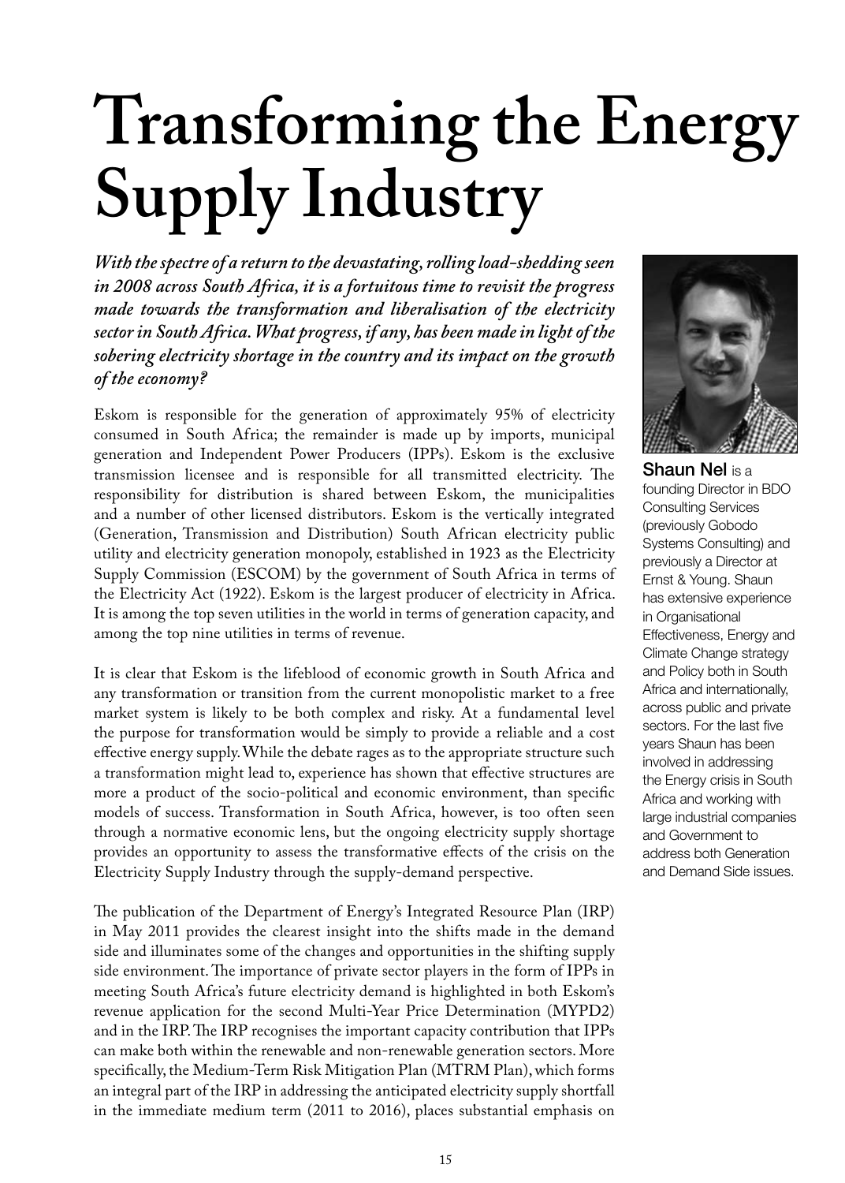# Transforming the Energy Supply Industry

***With the spectre of a return to the devastating, rolling load-shedding seen in 2008 across South Africa, it is a fortuitous time to revisit the progress made towards the transformation and liberalisation of the electricity sector in South Africa. What progress, if any, has been made in light of the sobering electricity shortage in the country and its impact on the growth of the economy?***

**Shaun Nel** is a founding Director in BDO Consulting Services (previously Gobodo Systems Consulting) and previously a Director at Ernst & Young. Shaun has extensive experience in Organisational Effectiveness, Energy and Climate Change strategy and Policy both in South Africa and internationally, across public and private sectors. For the last five years Shaun has been involved in addressing the Energy crisis in South Africa and working with large industrial companies and Government to address both Generation and Demand Side issues.

Eskom is responsible for the generation of approximately 95% of electricity consumed in South Africa; the remainder is made up by imports, municipal generation and Independent Power Producers (IPPs). Eskom is the exclusive transmission licensee and is responsible for all transmitted electricity. The responsibility for distribution is shared between Eskom, the municipalities and a number of other licensed distributors. Eskom is the vertically integrated (Generation, Transmission and Distribution) South African electricity public utility and electricity generation monopoly, established in 1923 as the Electricity Supply Commission (ESCOM) by the government of South Africa in terms of the Electricity Act (1922). Eskom is the largest producer of electricity in Africa. It is among the top seven utilities in the world in terms of generation capacity, and among the top nine utilities in terms of revenue.

It is clear that Eskom is the lifeblood of economic growth in South Africa and any transformation or transition from the current monopolistic market to a free market system is likely to be both complex and risky. At a fundamental level the purpose for transformation would be simply to provide a reliable and a cost effective energy supply. While the debate rages as to the appropriate structure such a transformation might lead to, experience has shown that effective structures are more a product of the socio-political and economic environment, than specific models of success. Transformation in South Africa, however, is too often seen through a normative economic lens, but the ongoing electricity supply shortage provides an opportunity to assess the transformative effects of the crisis on the Electricity Supply Industry through the supply-demand perspective.

The publication of the Department of Energy's Integrated Resource Plan (IRP) in May 2011 provides the clearest insight into the shifts made in the demand side and illuminates some of the changes and opportunities in the shifting supply side environment. The importance of private sector players in the form of IPPs in meeting South Africa's future electricity demand is highlighted in both Eskom's revenue application for the second Multi-Year Price Determination (MYPD2) and in the IRP. The IRP recognises the important capacity contribution that IPPs can make both within the renewable and non-renewable generation sectors. More specifically, the Medium-Term Risk Mitigation Plan (MTRM Plan), which forms an integral part of the IRP in addressing the anticipated electricity supply shortfall in the immediate medium term (2011 to 2016), places substantial emphasis on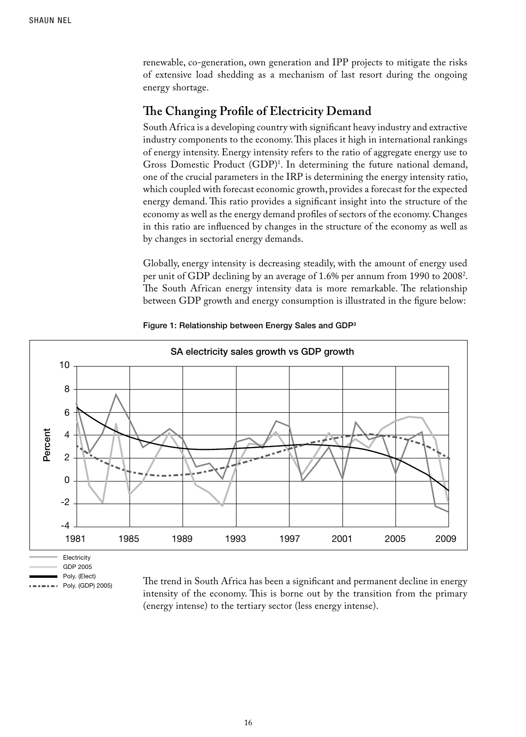renewable, co-generation, own generation and IPP projects to mitigate the risks of extensive load shedding as a mechanism of last resort during the ongoing energy shortage.

## The Changing Profile of Electricity Demand

South Africa is a developing country with significant heavy industry and extractive industry components to the economy. This places it high in international rankings of energy intensity. Energy intensity refers to the ratio of aggregate energy use to Gross Domestic Product (GDP)[1]. In determining the future national demand, one of the crucial parameters in the IRP is determining the energy intensity ratio, which coupled with forecast economic growth, provides a forecast for the expected energy demand. This ratio provides a significant insight into the structure of the economy as well as the energy demand profiles of sectors of the economy. Changes in this ratio are influenced by changes in the structure of the economy as well as by changes in sectorial energy demands.

Globally, energy intensity is decreasing steadily, with the amount of energy used per unit of GDP declining by an average of 1.6% per annum from 1990 to 2008[2]. The South African energy intensity data is more remarkable. The relationship between GDP growth and energy consumption is illustrated in the figure below:

**Figure 1: Relationship between Energy Sales and GDP[3]**

SA electricity sales growth vs GDP growth

Legend: Electricity; GDP 2005; Poly. (Elect); Poly. (GDP) 2005

The trend in South Africa has been a significant and permanent decline in energy intensity of the economy. This is borne out by the transition from the primary (energy intense) to the tertiary sector (less energy intense).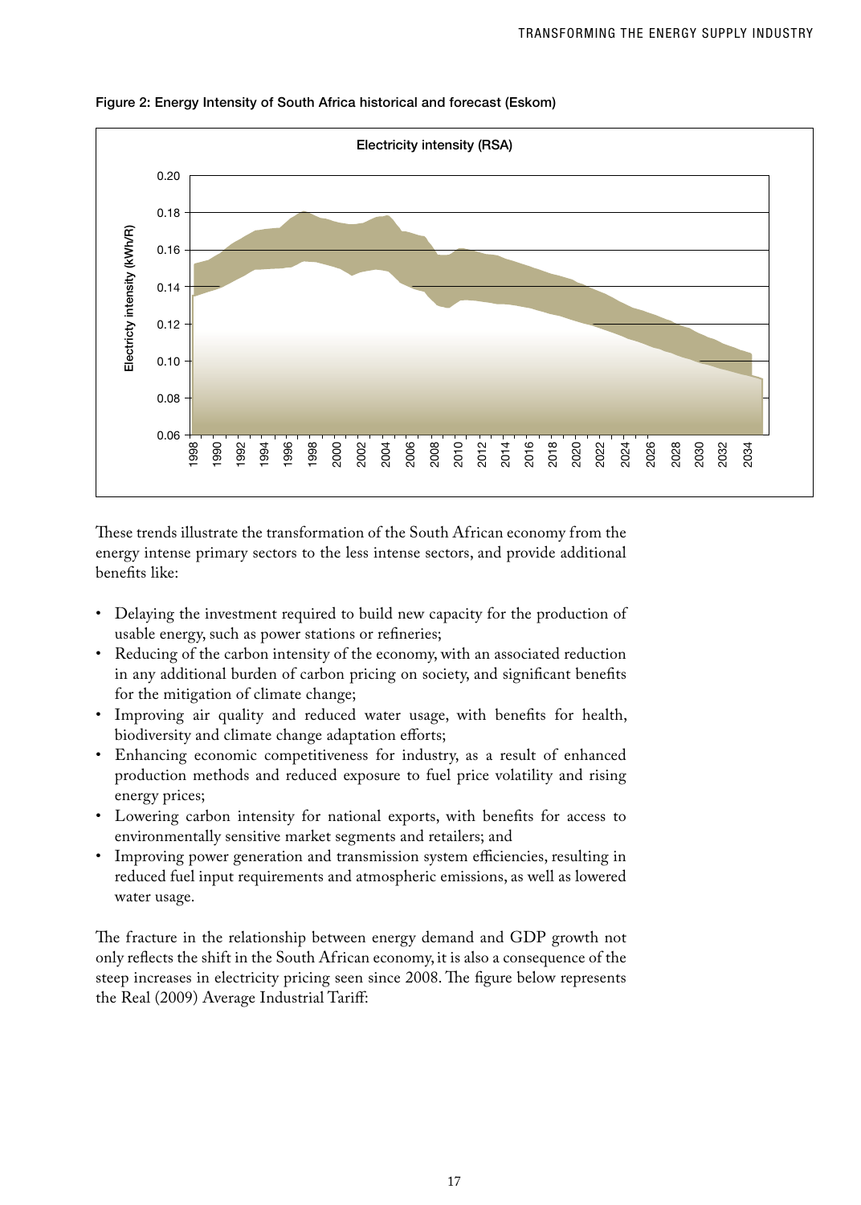Figure 2: Energy Intensity of South Africa historical and forecast (Eskom)

These trends illustrate the transformation of the South African economy from the energy intense primary sectors to the less intense sectors, and provide additional benefits like:

- Delaying the investment required to build new capacity for the production of usable energy, such as power stations or refineries;
- Reducing of the carbon intensity of the economy, with an associated reduction in any additional burden of carbon pricing on society, and significant benefits for the mitigation of climate change;
- Improving air quality and reduced water usage, with benefits for health, biodiversity and climate change adaptation efforts;
- Enhancing economic competitiveness for industry, as a result of enhanced production methods and reduced exposure to fuel price volatility and rising energy prices;
- Lowering carbon intensity for national exports, with benefits for access to environmentally sensitive market segments and retailers; and
- Improving power generation and transmission system efficiencies, resulting in reduced fuel input requirements and atmospheric emissions, as well as lowered water usage.

The fracture in the relationship between energy demand and GDP growth not only reflects the shift in the South African economy, it is also a consequence of the steep increases in electricity pricing seen since 2008. The figure below represents the Real (2009) Average Industrial Tariff: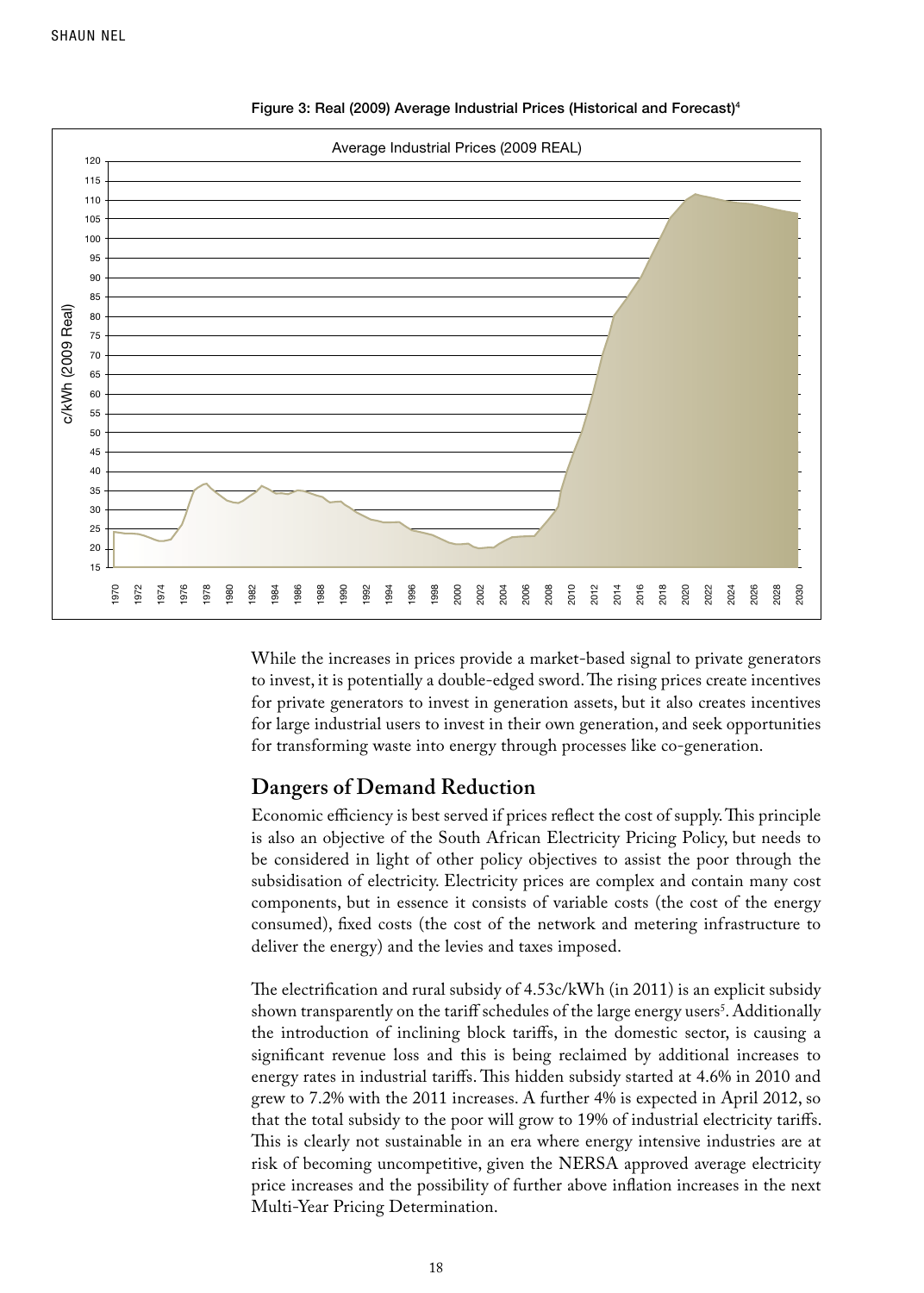Figure 3: Real (2009) Average Industrial Prices (Historical and Forecast)[4]

While the increases in prices provide a market-based signal to private generators to invest, it is potentially a double-edged sword. The rising prices create incentives for private generators to invest in generation assets, but it also creates incentives for large industrial users to invest in their own generation, and seek opportunities for transforming waste into energy through processes like co-generation.

## Dangers of Demand Reduction

Economic efficiency is best served if prices reflect the cost of supply. This principle is also an objective of the South African Electricity Pricing Policy, but needs to be considered in light of other policy objectives to assist the poor through the subsidisation of electricity. Electricity prices are complex and contain many cost components, but in essence it consists of variable costs (the cost of the energy consumed), fixed costs (the cost of the network and metering infrastructure to deliver the energy) and the levies and taxes imposed.

The electrification and rural subsidy of 4.53c/kWh (in 2011) is an explicit subsidy shown transparently on the tariff schedules of the large energy users[5]. Additionally the introduction of inclining block tariffs, in the domestic sector, is causing a significant revenue loss and this is being reclaimed by additional increases to energy rates in industrial tariffs. This hidden subsidy started at 4.6% in 2010 and grew to 7.2% with the 2011 increases. A further 4% is expected in April 2012, so that the total subsidy to the poor will grow to 19% of industrial electricity tariffs. This is clearly not sustainable in an era where energy intensive industries are at risk of becoming uncompetitive, given the NERSA approved average electricity price increases and the possibility of further above inflation increases in the next Multi-Year Pricing Determination.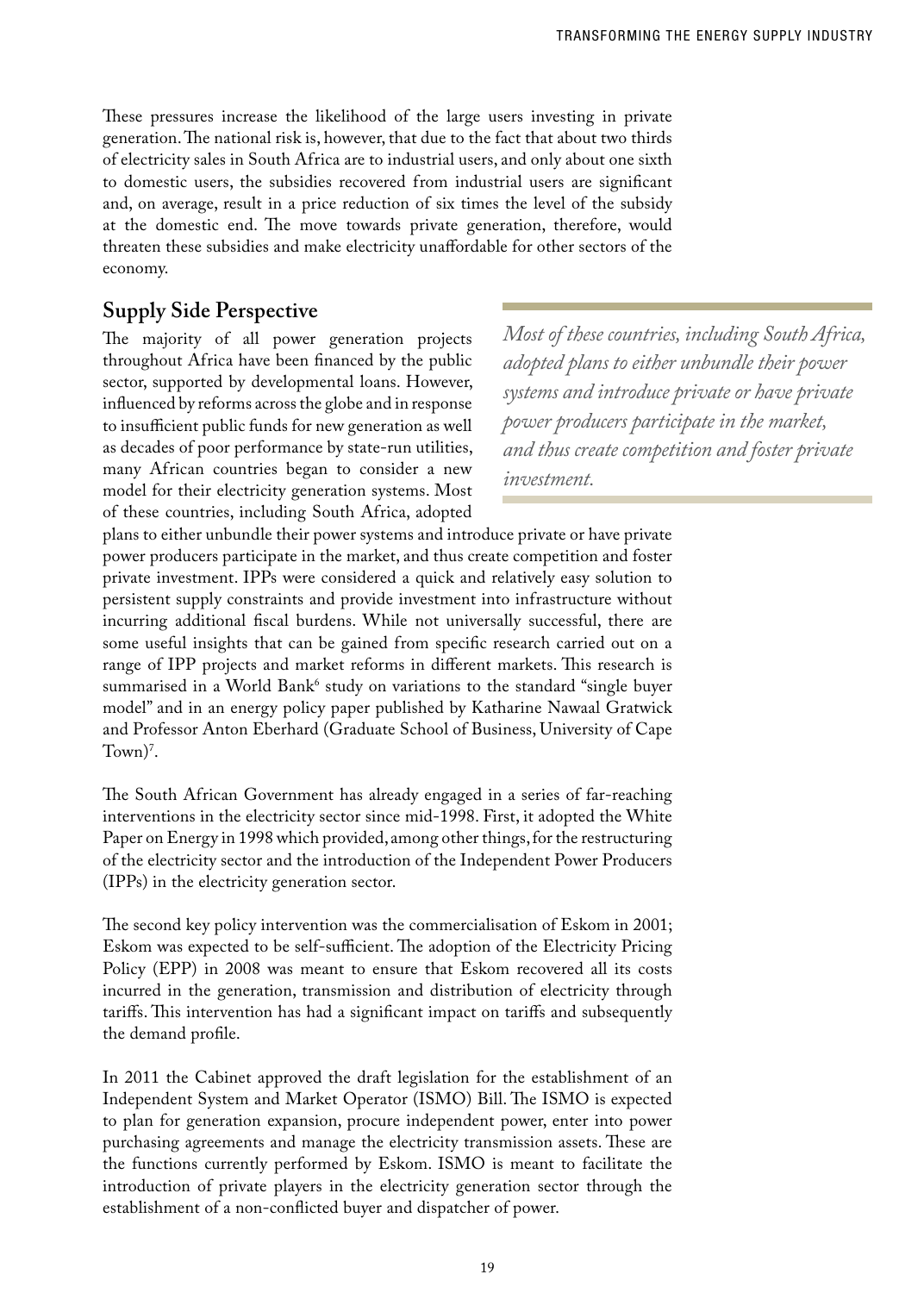These pressures increase the likelihood of the large users investing in private generation. The national risk is, however, that due to the fact that about two thirds of electricity sales in South Africa are to industrial users, and only about one sixth to domestic users, the subsidies recovered from industrial users are significant and, on average, result in a price reduction of six times the level of the subsidy at the domestic end. The move towards private generation, therefore, would threaten these subsidies and make electricity unaffordable for other sectors of the economy.

## Supply Side Perspective

*Most of these countries, including South Africa, adopted plans to either unbundle their power systems and introduce private or have private power producers participate in the market, and thus create competition and foster private investment.*

The majority of all power generation projects throughout Africa have been financed by the public sector, supported by developmental loans. However, influenced by reforms across the globe and in response to insufficient public funds for new generation as well as decades of poor performance by state-run utilities, many African countries began to consider a new model for their electricity generation systems. Most of these countries, including South Africa, adopted plans to either unbundle their power systems and introduce private or have private power producers participate in the market, and thus create competition and foster private investment. IPPs were considered a quick and relatively easy solution to persistent supply constraints and provide investment into infrastructure without incurring additional fiscal burdens. While not universally successful, there are some useful insights that can be gained from specific research carried out on a range of IPP projects and market reforms in different markets. This research is summarised in a World Bank[6] study on variations to the standard "single buyer model" and in an energy policy paper published by Katharine Nawaal Gratwick and Professor Anton Eberhard (Graduate School of Business, University of Cape Town)[7].

The South African Government has already engaged in a series of far-reaching interventions in the electricity sector since mid-1998. First, it adopted the White Paper on Energy in 1998 which provided, among other things, for the restructuring of the electricity sector and the introduction of the Independent Power Producers (IPPs) in the electricity generation sector.

The second key policy intervention was the commercialisation of Eskom in 2001; Eskom was expected to be self-sufficient. The adoption of the Electricity Pricing Policy (EPP) in 2008 was meant to ensure that Eskom recovered all its costs incurred in the generation, transmission and distribution of electricity through tariffs. This intervention has had a significant impact on tariffs and subsequently the demand profile.

In 2011 the Cabinet approved the draft legislation for the establishment of an Independent System and Market Operator (ISMO) Bill. The ISMO is expected to plan for generation expansion, procure independent power, enter into power purchasing agreements and manage the electricity transmission assets. These are the functions currently performed by Eskom. ISMO is meant to facilitate the introduction of private players in the electricity generation sector through the establishment of a non-conflicted buyer and dispatcher of power.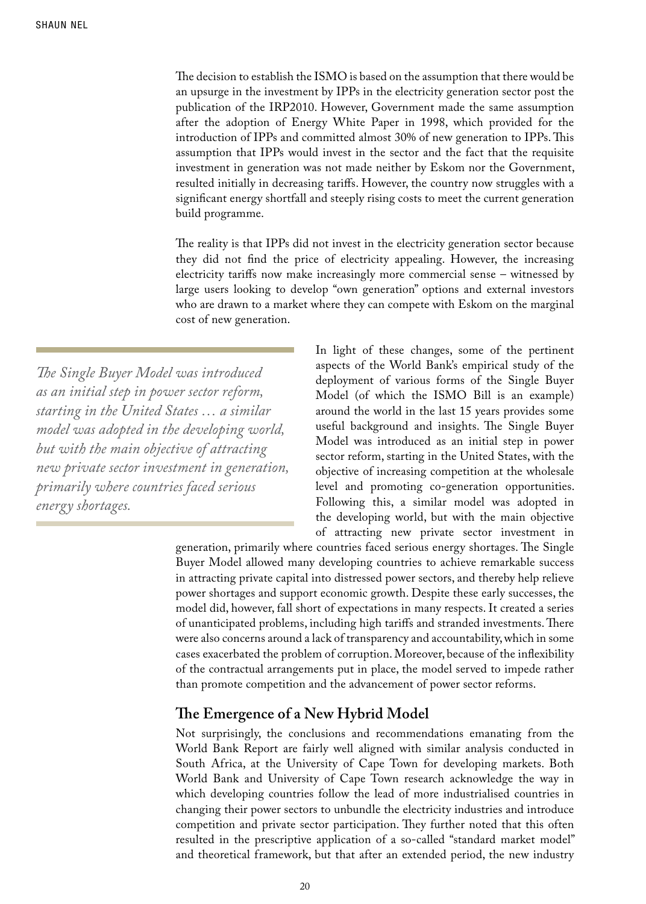The decision to establish the ISMO is based on the assumption that there would be an upsurge in the investment by IPPs in the electricity generation sector post the publication of the IRP2010. However, Government made the same assumption after the adoption of Energy White Paper in 1998, which provided for the introduction of IPPs and committed almost 30% of new generation to IPPs. This assumption that IPPs would invest in the sector and the fact that the requisite investment in generation was not made neither by Eskom nor the Government, resulted initially in decreasing tariffs. However, the country now struggles with a significant energy shortfall and steeply rising costs to meet the current generation build programme.

The reality is that IPPs did not invest in the electricity generation sector because they did not find the price of electricity appealing. However, the increasing electricity tariffs now make increasingly more commercial sense – witnessed by large users looking to develop "own generation" options and external investors who are drawn to a market where they can compete with Eskom on the marginal cost of new generation.

> *The Single Buyer Model was introduced as an initial step in power sector reform, starting in the United States … a similar model was adopted in the developing world, but with the main objective of attracting new private sector investment in generation, primarily where countries faced serious energy shortages.*

In light of these changes, some of the pertinent aspects of the World Bank's empirical study of the deployment of various forms of the Single Buyer Model (of which the ISMO Bill is an example) around the world in the last 15 years provides some useful background and insights. The Single Buyer Model was introduced as an initial step in power sector reform, starting in the United States, with the objective of increasing competition at the wholesale level and promoting co-generation opportunities. Following this, a similar model was adopted in the developing world, but with the main objective of attracting new private sector investment in generation, primarily where countries faced serious energy shortages. The Single Buyer Model allowed many developing countries to achieve remarkable success in attracting private capital into distressed power sectors, and thereby help relieve power shortages and support economic growth. Despite these early successes, the model did, however, fall short of expectations in many respects. It created a series of unanticipated problems, including high tariffs and stranded investments. There were also concerns around a lack of transparency and accountability, which in some cases exacerbated the problem of corruption. Moreover, because of the inflexibility of the contractual arrangements put in place, the model served to impede rather than promote competition and the advancement of power sector reforms.

## The Emergence of a New Hybrid Model

Not surprisingly, the conclusions and recommendations emanating from the World Bank Report are fairly well aligned with similar analysis conducted in South Africa, at the University of Cape Town for developing markets. Both World Bank and University of Cape Town research acknowledge the way in which developing countries follow the lead of more industrialised countries in changing their power sectors to unbundle the electricity industries and introduce competition and private sector participation. They further noted that this often resulted in the prescriptive application of a so-called "standard market model" and theoretical framework, but that after an extended period, the new industry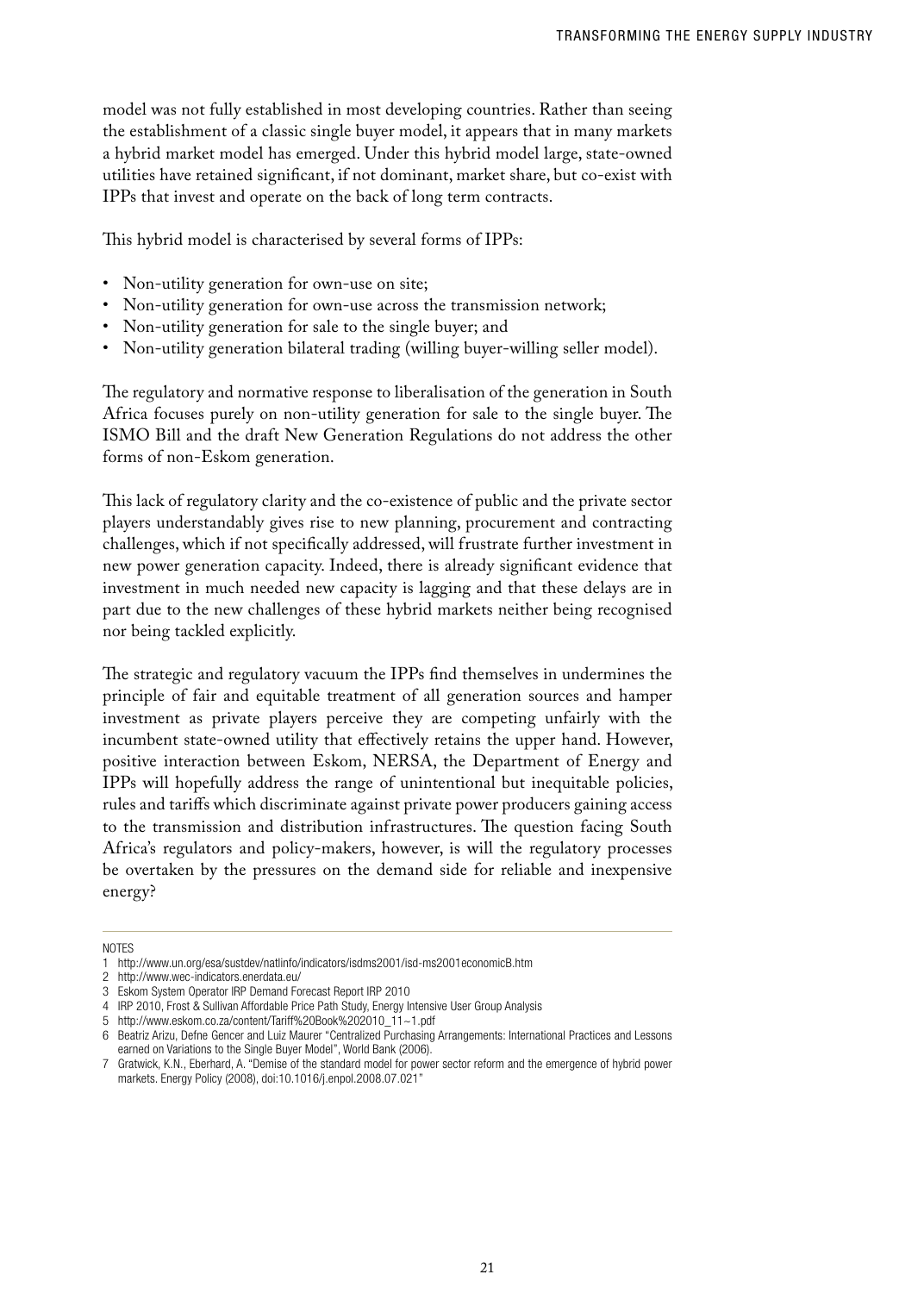model was not fully established in most developing countries. Rather than seeing the establishment of a classic single buyer model, it appears that in many markets a hybrid market model has emerged. Under this hybrid model large, state-owned utilities have retained significant, if not dominant, market share, but co-exist with IPPs that invest and operate on the back of long term contracts.

This hybrid model is characterised by several forms of IPPs:

- Non-utility generation for own-use on site;
- Non-utility generation for own-use across the transmission network;
- Non-utility generation for sale to the single buyer; and
- Non-utility generation bilateral trading (willing buyer-willing seller model).

The regulatory and normative response to liberalisation of the generation in South Africa focuses purely on non-utility generation for sale to the single buyer. The ISMO Bill and the draft New Generation Regulations do not address the other forms of non-Eskom generation.

This lack of regulatory clarity and the co-existence of public and the private sector players understandably gives rise to new planning, procurement and contracting challenges, which if not specifically addressed, will frustrate further investment in new power generation capacity. Indeed, there is already significant evidence that investment in much needed new capacity is lagging and that these delays are in part due to the new challenges of these hybrid markets neither being recognised nor being tackled explicitly.

The strategic and regulatory vacuum the IPPs find themselves in undermines the principle of fair and equitable treatment of all generation sources and hamper investment as private players perceive they are competing unfairly with the incumbent state-owned utility that effectively retains the upper hand. However, positive interaction between Eskom, NERSA, the Department of Energy and IPPs will hopefully address the range of unintentional but inequitable policies, rules and tariffs which discriminate against private power producers gaining access to the transmission and distribution infrastructures. The question facing South Africa's regulators and policy-makers, however, is will the regulatory processes be overtaken by the pressures on the demand side for reliable and inexpensive energy?

NOTES

1 http://www.un.org/esa/sustdev/natlinfo/indicators/isdms2001/isd-ms2001economicB.htm
2 http://www.wec-indicators.enerdata.eu/
3 Eskom System Operator IRP Demand Forecast Report IRP 2010
4 IRP 2010, Frost & Sullivan Affordable Price Path Study, Energy Intensive User Group Analysis
5 http://www.eskom.co.za/content/Tariff%20Book%202010_11~1.pdf
6 Beatriz Arizu, Defne Gencer and Luiz Maurer "Centralized Purchasing Arrangements: International Practices and Lessons earned on Variations to the Single Buyer Model", World Bank (2006).
7 Gratwick, K.N., Eberhard, A. "Demise of the standard model for power sector reform and the emergence of hybrid power markets. Energy Policy (2008), doi:10.1016/j.enpol.2008.07.021"